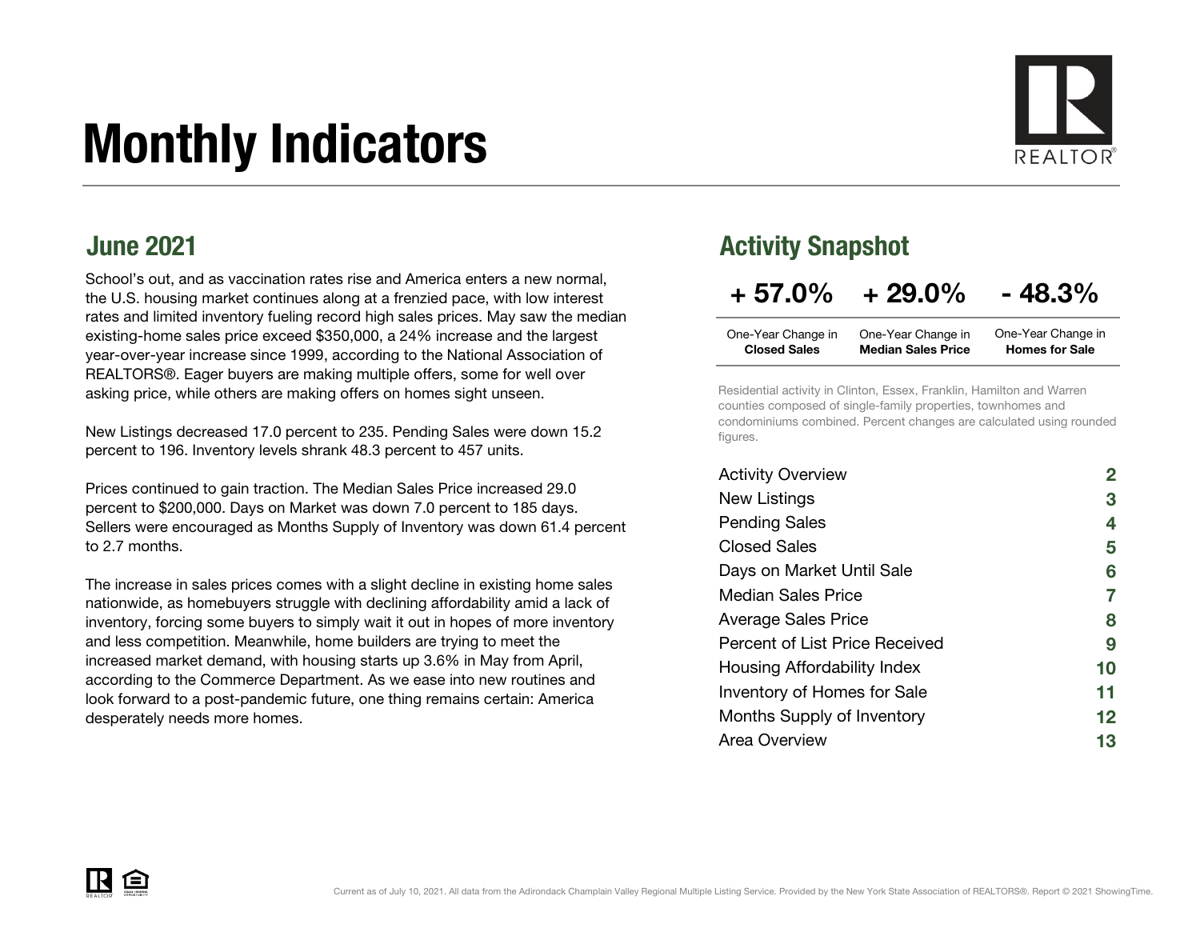# Monthly Indicators

## June 2021

School's out, and as vaccination rates rise and America enters a new normal, the U.S. housing market continues along at a frenzied pace, with low interest rates and limited inventory fueling record high sales prices. May saw the median existing-home sales price exceed $350,000, a 24% increase and the largest year-over-year increase since 1999, according to the National Association of REALTORS®. Eager buyers are making multiple offers, some for well over asking price, while others are making offers on homes sight unseen.

New Listings decreased 17.0 percent to 235. Pending Sales were down 15.2 percent to 196. Inventory levels shrank 48.3 percent to 457 units.

Prices continued to gain traction. The Median Sales Price increased 29.0 percent to $200,000. Days on Market was down 7.0 percent to 185 days. Sellers were encouraged as Months Supply of Inventory was down 61.4 percent to 2.7 months.

The increase in sales prices comes with a slight decline in existing home sales nationwide, as homebuyers struggle with declining affordability amid a lack of inventory, forcing some buyers to simply wait it out in hopes of more inventory and less competition. Meanwhile, home builders are trying to meet the increased market demand, with housing starts up 3.6% in May from April, according to the Commerce Department. As we ease into new routines and look forward to a post-pandemic future, one thing remains certain: America desperately needs more homes.

## Activity Snapshot

| + 57.0% | + 29.0% | - 48.3% |
|---|---|---|
| One-Year Change in **Closed Sales** | One-Year Change in **Median Sales Price** | One-Year Change in **Homes for Sale** |

Residential activity in Clinton, Essex, Franklin, Hamilton and Warren counties composed of single-family properties, townhomes and condominiums combined. Percent changes are calculated using rounded figures.

| | |
|---|---|
| Activity Overview | 2 |
| New Listings | 3 |
| Pending Sales | 4 |
| Closed Sales | 5 |
| Days on Market Until Sale | 6 |
| Median Sales Price | 7 |
| Average Sales Price | 8 |
| Percent of List Price Received | 9 |
| Housing Affordability Index | 10 |
| Inventory of Homes for Sale | 11 |
| Months Supply of Inventory | 12 |
| Area Overview | 13 |

Current as of July 10, 2021. All data from the Adirondack Champlain Valley Regional Multiple Listing Service. Provided by the New York State Association of REALTORS®. Report © 2021 ShowingTime.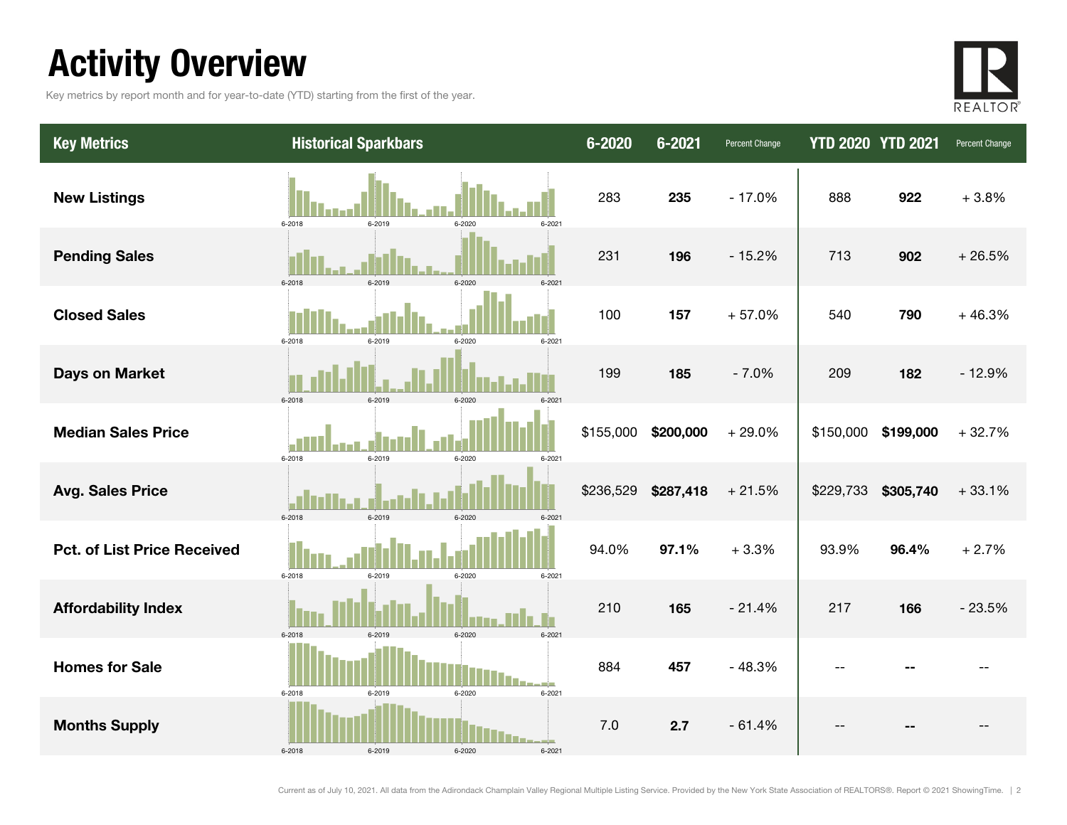# Activity Overview

Key metrics by report month and for year-to-date (YTD) starting from the first of the year.

| Key Metrics | Historical Sparkbars | 6-2020 | 6-2021 | Percent Change | YTD 2020 | YTD 2021 | Percent Change |
|---|---|---|---|---|---|---|---|
| New Listings | 6-2018 6-2019 6-2020 6-2021 | 283 | **235** | - 17.0% | 888 | **922** | + 3.8% |
| Pending Sales | 6-2018 6-2019 6-2020 6-2021 | 231 | **196** | - 15.2% | 713 | **902** | + 26.5% |
| Closed Sales | 6-2018 6-2019 6-2020 6-2021 | 100 | **157** | + 57.0% | 540 | **790** | + 46.3% |
| Days on Market | 6-2018 6-2019 6-2020 6-2021 | 199 | **185** | - 7.0% | 209 | **182** | - 12.9% |
| Median Sales Price | 6-2018 6-2019 6-2020 6-2021 | $155,000 | **$200,000** | + 29.0% | $150,000 | **$199,000** | + 32.7% |
| Avg. Sales Price | 6-2018 6-2019 6-2020 6-2021 | $236,529 | **$287,418** | + 21.5% | $229,733 | **$305,740** | + 33.1% |
| Pct. of List Price Received | 6-2018 6-2019 6-2020 6-2021 | 94.0% | **97.1%** | + 3.3% | 93.9% | **96.4%** | + 2.7% |
| Affordability Index | 6-2018 6-2019 6-2020 6-2021 | 210 | **165** | - 21.4% | 217 | **166** | - 23.5% |
| Homes for Sale | 6-2018 6-2019 6-2020 6-2021 | 884 | **457** | - 48.3% | -- | **--** | -- |
| Months Supply | 6-2018 6-2019 6-2020 6-2021 | 7.0 | **2.7** | - 61.4% | -- | **--** | -- |

Current as of July 10, 2021. All data from the Adirondack Champlain Valley Regional Multiple Listing Service. Provided by the New York State Association of REALTORS®. Report © 2021 ShowingTime.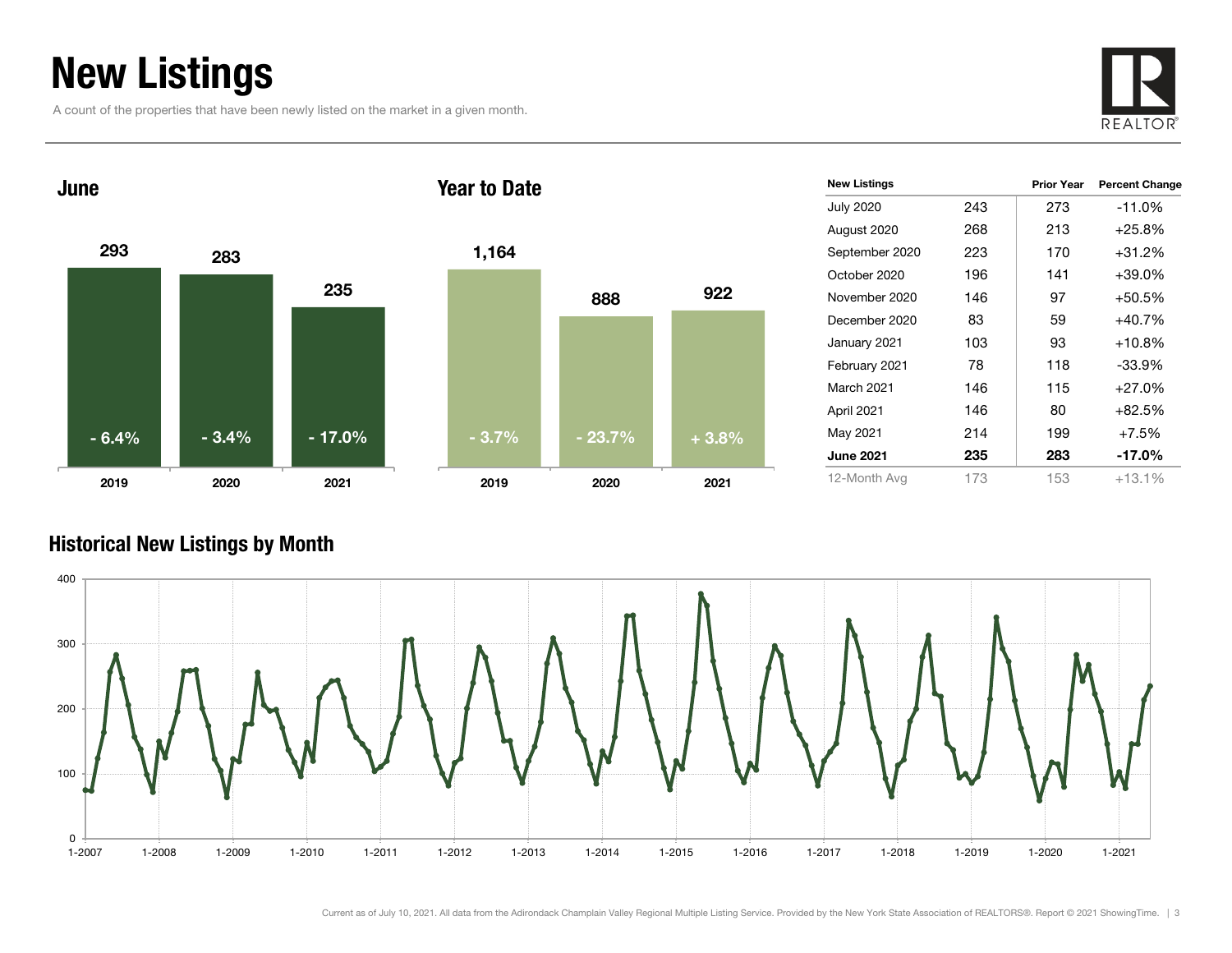# New Listings

A count of the properties that have been newly listed on the market in a given month.

REALTOR®

## June

293
283
235

- 6.4%
- 3.4%
- 17.0%

2019
2020
2021

## Year to Date

1,164
888
922

- 3.7%
- 23.7%
+ 3.8%

2019
2020
2021

| New Listings | | Prior Year | Percent Change |
|---|---|---|---|
| July 2020 | 243 | 273 | -11.0% |
| August 2020 | 268 | 213 | +25.8% |
| September 2020 | 223 | 170 | +31.2% |
| October 2020 | 196 | 141 | +39.0% |
| November 2020 | 146 | 97 | +50.5% |
| December 2020 | 83 | 59 | +40.7% |
| January 2021 | 103 | 93 | +10.8% |
| February 2021 | 78 | 118 | -33.9% |
| March 2021 | 146 | 115 | +27.0% |
| April 2021 | 146 | 80 | +82.5% |
| May 2021 | 214 | 199 | +7.5% |
| **June 2021** | **235** | **283** | **-17.0%** |
| 12-Month Avg | 173 | 153 | +13.1% |

## Historical New Listings by Month

400
300
200
100
0

1-2007
1-2008
1-2009
1-2010
1-2011
1-2012
1-2013
1-2014
1-2015
1-2016
1-2017
1-2018
1-2019
1-2020
1-2021

Current as of July 10, 2021. All data from the Adirondack Champlain Valley Regional Multiple Listing Service. Provided by the New York State Association of REALTORS®. Report © 2021 ShowingTime.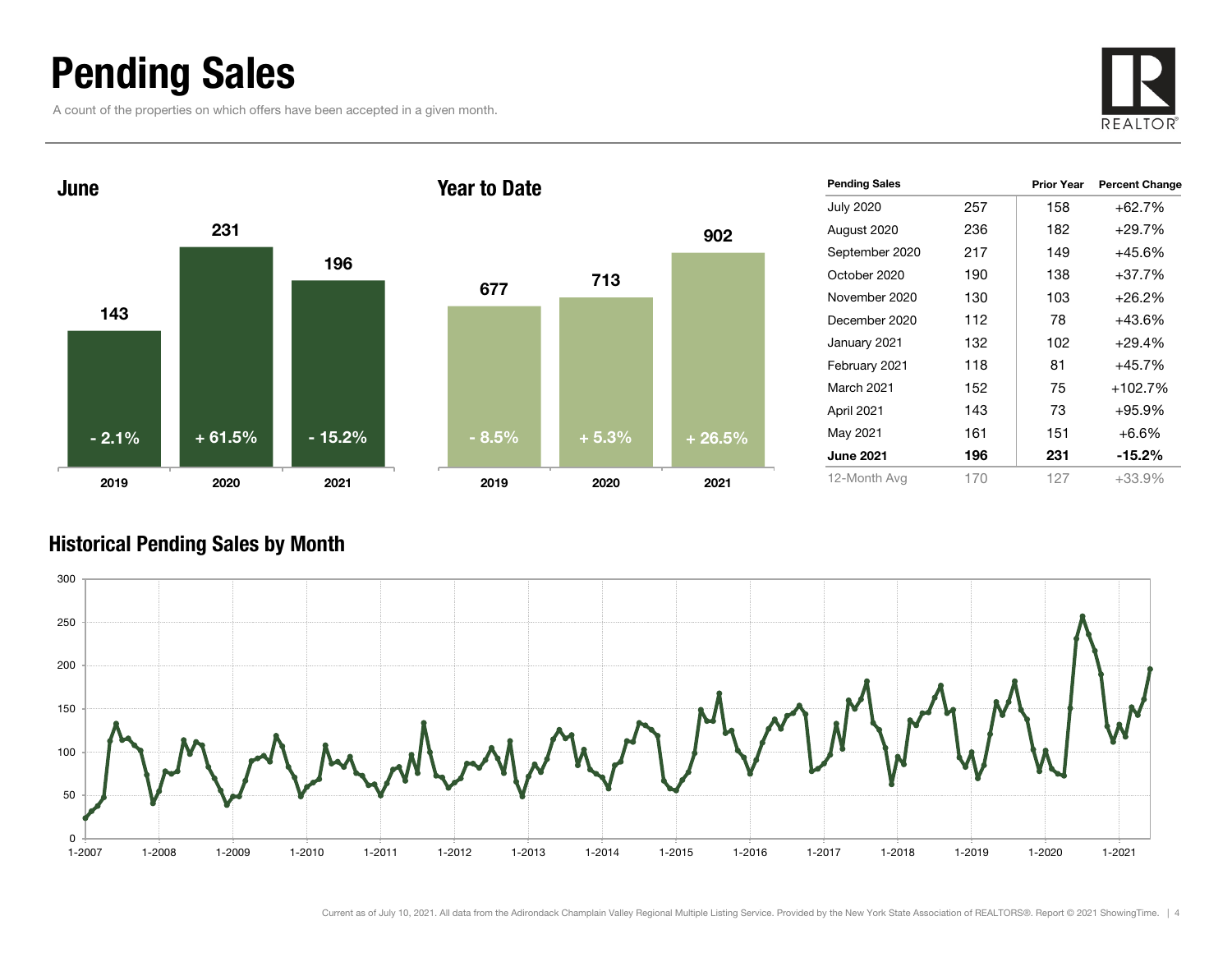# Pending Sales

A count of the properties on which offers have been accepted in a given month.

## June

143
231
196

- 2.1%
+ 61.5%
- 15.2%

2019
2020
2021

## Year to Date

677
713
902

- 8.5%
+ 5.3%
+ 26.5%

2019
2020
2021

| Pending Sales | | Prior Year | Percent Change |
|---|---|---|---|
| July 2020 | 257 | 158 | +62.7% |
| August 2020 | 236 | 182 | +29.7% |
| September 2020 | 217 | 149 | +45.6% |
| October 2020 | 190 | 138 | +37.7% |
| November 2020 | 130 | 103 | +26.2% |
| December 2020 | 112 | 78 | +43.6% |
| January 2021 | 132 | 102 | +29.4% |
| February 2021 | 118 | 81 | +45.7% |
| March 2021 | 152 | 75 | +102.7% |
| April 2021 | 143 | 73 | +95.9% |
| May 2021 | 161 | 151 | +6.6% |
| **June 2021** | **196** | **231** | **-15.2%** |
| 12-Month Avg | 170 | 127 | +33.9% |

## Historical Pending Sales by Month

300
250
200
150
100
50
0

1-2007
1-2008
1-2009
1-2010
1-2011
1-2012
1-2013
1-2014
1-2015
1-2016
1-2017
1-2018
1-2019
1-2020
1-2021

Current as of July 10, 2021. All data from the Adirondack Champlain Valley Regional Multiple Listing Service. Provided by the New York State Association of REALTORS®. Report © 2021 ShowingTime.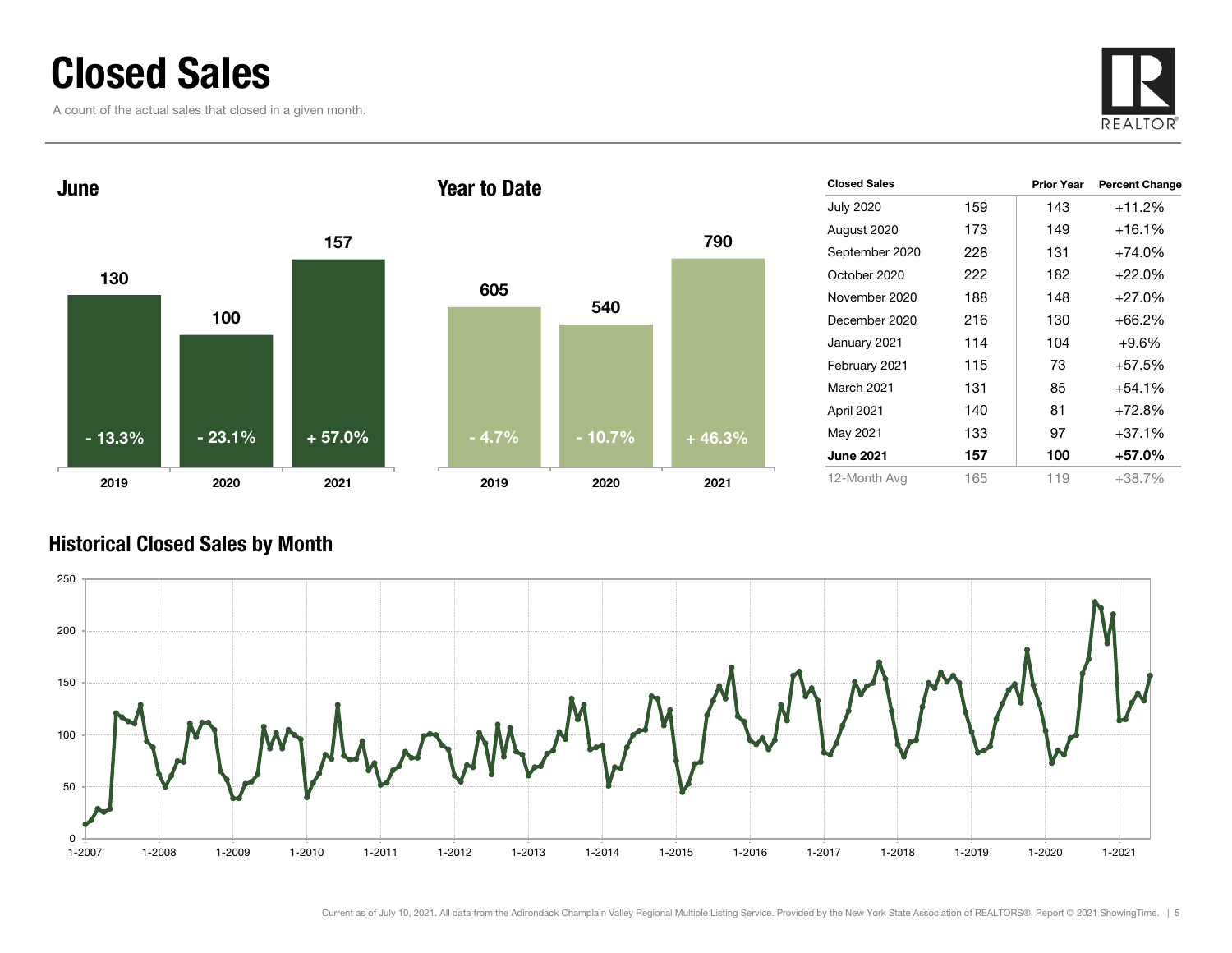# Closed Sales

A count of the actual sales that closed in a given month.

## June

130
100
157

- 13.3%
- 23.1%
+ 57.0%

2019
2020
2021

## Year to Date

605
540
790

- 4.7%
- 10.7%
+ 46.3%

2019
2020
2021

| Closed Sales | | Prior Year | Percent Change |
|---|---|---|---|
| July 2020 | 159 | 143 | +11.2% |
| August 2020 | 173 | 149 | +16.1% |
| September 2020 | 228 | 131 | +74.0% |
| October 2020 | 222 | 182 | +22.0% |
| November 2020 | 188 | 148 | +27.0% |
| December 2020 | 216 | 130 | +66.2% |
| January 2021 | 114 | 104 | +9.6% |
| February 2021 | 115 | 73 | +57.5% |
| March 2021 | 131 | 85 | +54.1% |
| April 2021 | 140 | 81 | +72.8% |
| May 2021 | 133 | 97 | +37.1% |
| **June 2021** | **157** | **100** | **+57.0%** |
| 12-Month Avg | 165 | 119 | +38.7% |

## Historical Closed Sales by Month

250
200
150
100
50
0

1-2007
1-2008
1-2009
1-2010
1-2011
1-2012
1-2013
1-2014
1-2015
1-2016
1-2017
1-2018
1-2019
1-2020
1-2021

Current as of July 10, 2021. All data from the Adirondack Champlain Valley Regional Multiple Listing Service. Provided by the New York State Association of REALTORS®. Report © 2021 ShowingTime.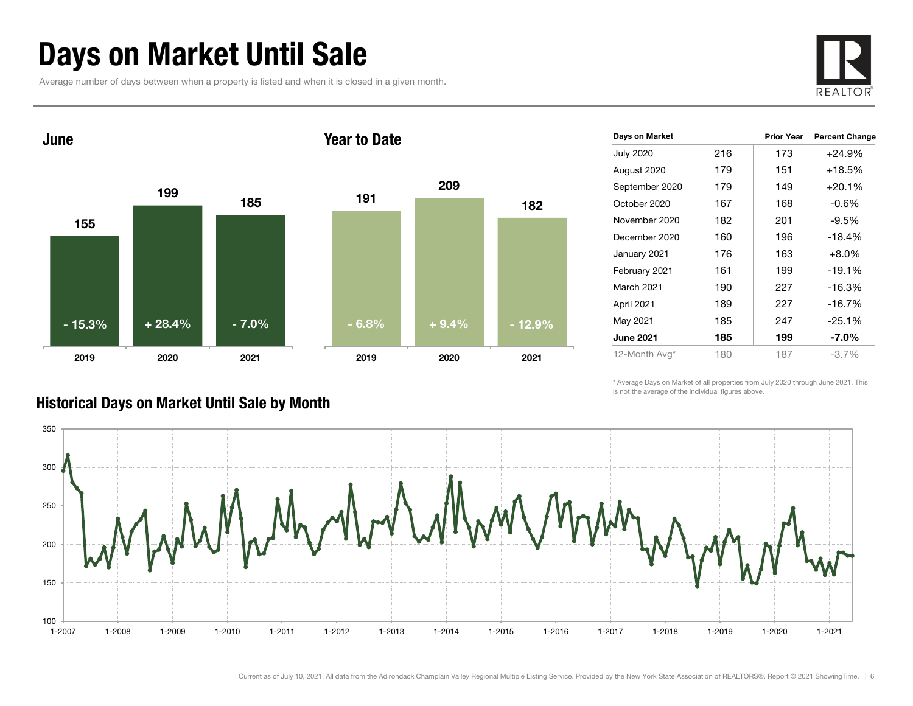# Days on Market Until Sale

Average number of days between when a property is listed and when it is closed in a given month.

REALTOR®

## June

155
199
185

- 15.3%
+ 28.4%
- 7.0%

2019
2020
2021

## Year to Date

191
209
182

- 6.8%
+ 9.4%
- 12.9%

2019
2020
2021

| Days on Market | | Prior Year | Percent Change |
| --- | --- | --- | --- |
| July 2020 | 216 | 173 | +24.9% |
| August 2020 | 179 | 151 | +18.5% |
| September 2020 | 179 | 149 | +20.1% |
| October 2020 | 167 | 168 | -0.6% |
| November 2020 | 182 | 201 | -9.5% |
| December 2020 | 160 | 196 | -18.4% |
| January 2021 | 176 | 163 | +8.0% |
| February 2021 | 161 | 199 | -19.1% |
| March 2021 | 190 | 227 | -16.3% |
| April 2021 | 189 | 227 | -16.7% |
| May 2021 | 185 | 247 | -25.1% |
| **June 2021** | **185** | **199** | **-7.0%** |
| 12-Month Avg* | 180 | 187 | -3.7% |

\* Average Days on Market of all properties from July 2020 through June 2021. This is not the average of the individual figures above.

## Historical Days on Market Until Sale by Month

350
300
250
200
150
100

1-2007
1-2008
1-2009
1-2010
1-2011
1-2012
1-2013
1-2014
1-2015
1-2016
1-2017
1-2018
1-2019
1-2020
1-2021

Current as of July 10, 2021. All data from the Adirondack Champlain Valley Regional Multiple Listing Service. Provided by the New York State Association of REALTORS®. Report © 2021 ShowingTime.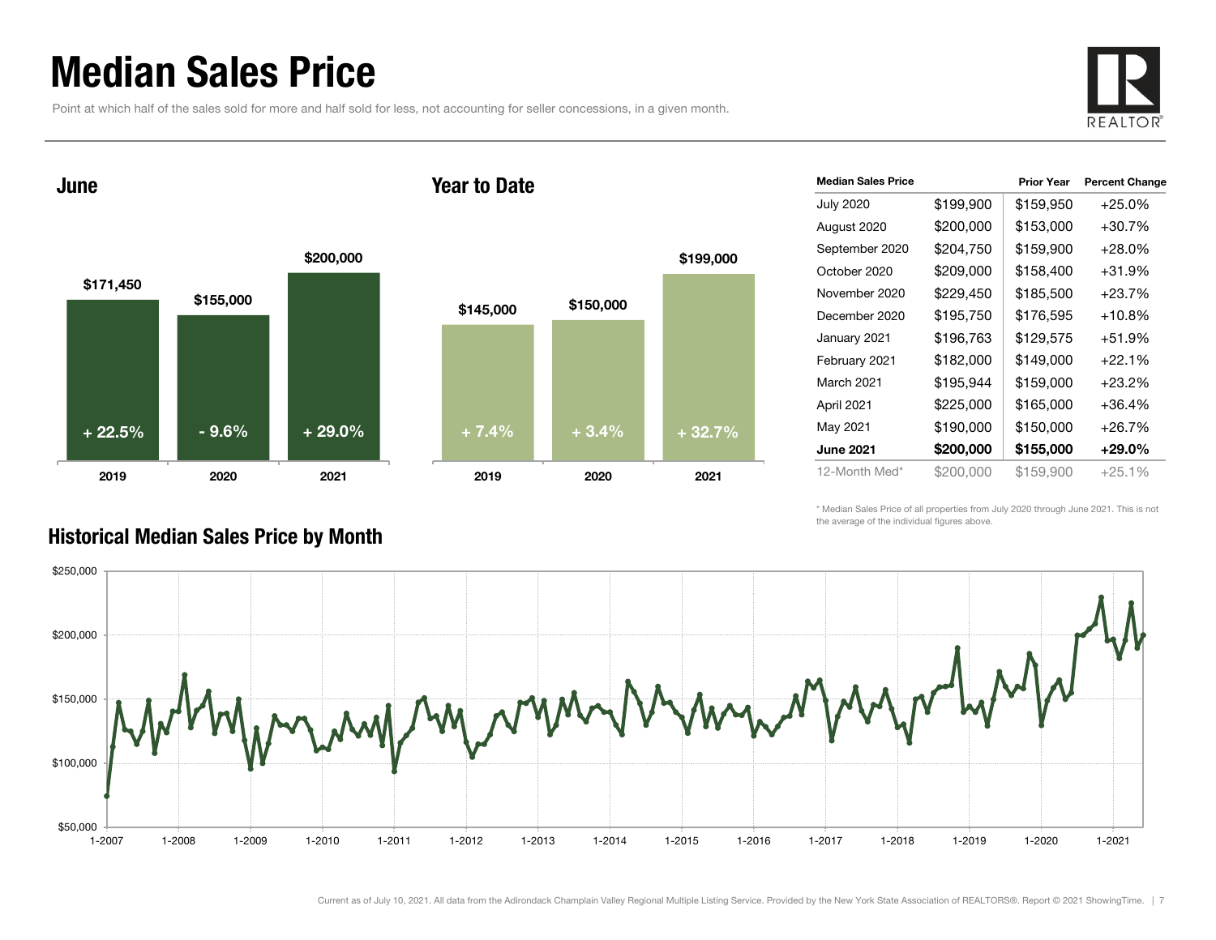# Median Sales Price

Point at which half of the sales sold for more and half sold for less, not accounting for seller concessions, in a given month.

## June

$171,450
+ 22.5%
2019

$155,000
- 9.6%
2020

$200,000
+ 29.0%
2021

## Year to Date

$145,000
+ 7.4%
2019

$150,000
+ 3.4%
2020

$199,000
+ 32.7%
2021

| Median Sales Price | | Prior Year | Percent Change |
|---|---|---|---|
| July 2020 | $199,900 | $159,950 | +25.0% |
| August 2020 | $200,000 | $153,000 | +30.7% |
| September 2020 | $204,750 | $159,900 | +28.0% |
| October 2020 | $209,000 | $158,400 | +31.9% |
| November 2020 | $229,450 | $185,500 | +23.7% |
| December 2020 | $195,750 | $176,595 | +10.8% |
| January 2021 | $196,763 | $129,575 | +51.9% |
| February 2021 | $182,000 | $149,000 | +22.1% |
| March 2021 | $195,944 | $159,000 | +23.2% |
| April 2021 | $225,000 | $165,000 | +36.4% |
| May 2021 | $190,000 | $150,000 | +26.7% |
| **June 2021** | **$200,000** | **$155,000** | **+29.0%** |
| 12-Month Med* | $200,000 | $159,900 | +25.1% |

\* Median Sales Price of all properties from July 2020 through June 2021. This is not the average of the individual figures above.

## Historical Median Sales Price by Month

$250,000
$200,000
$150,000
$100,000
$50,000

1-2007 1-2008 1-2009 1-2010 1-2011 1-2012 1-2013 1-2014 1-2015 1-2016 1-2017 1-2018 1-2019 1-2020 1-2021

Current as of July 10, 2021. All data from the Adirondack Champlain Valley Regional Multiple Listing Service. Provided by the New York State Association of REALTORS®. Report © 2021 ShowingTime.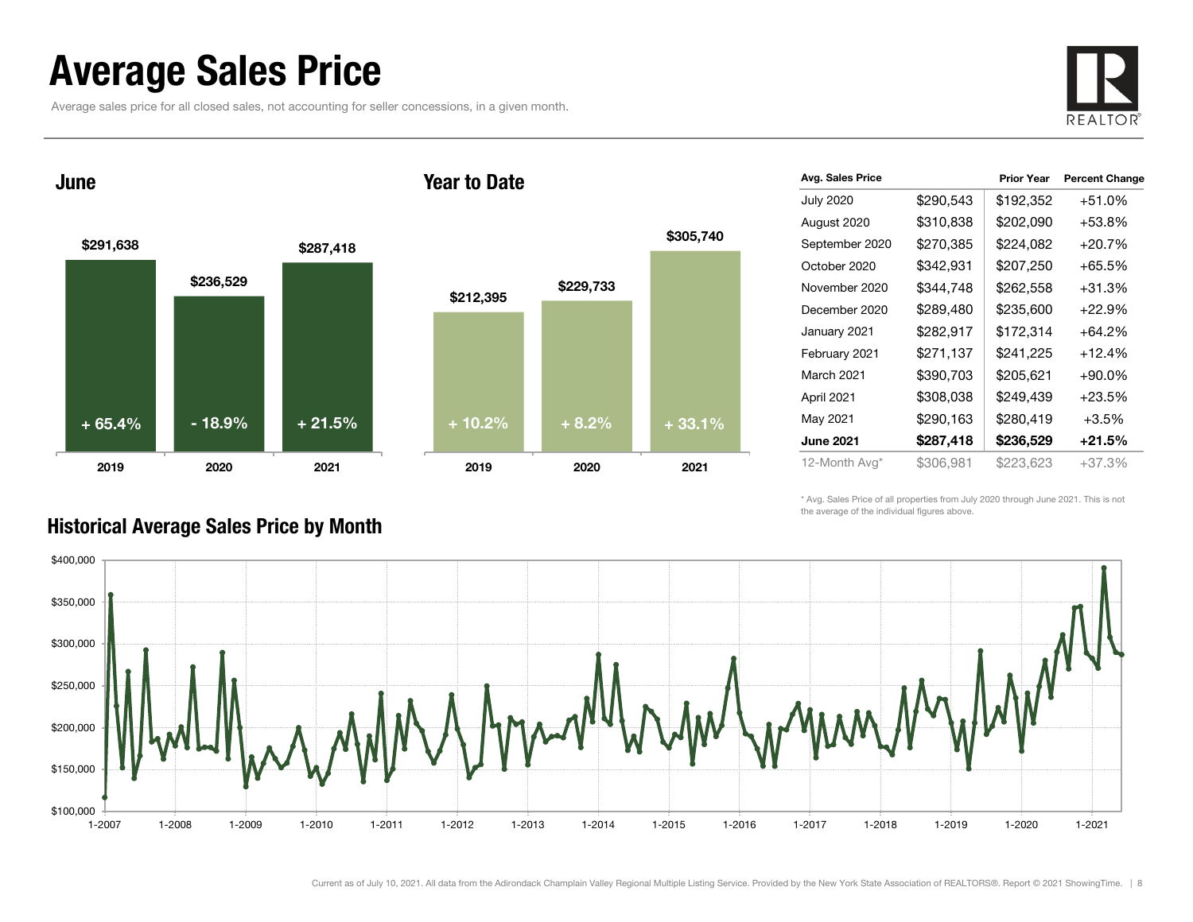# Average Sales Price

Average sales price for all closed sales, not accounting for seller concessions, in a given month.

## June

$291,638
+ 65.4%
2019

$236,529
- 18.9%
2020

$287,418
+ 21.5%
2021

## Year to Date

$212,395
+ 10.2%
2019

$229,733
+ 8.2%
2020

$305,740
+ 33.1%
2021

| Avg. Sales Price | | Prior Year | Percent Change |
|---|---|---|---|
| July 2020 | $290,543 | $192,352 | +51.0% |
| August 2020 | $310,838 | $202,090 | +53.8% |
| September 2020 | $270,385 | $224,082 | +20.7% |
| October 2020 | $342,931 | $207,250 | +65.5% |
| November 2020 | $344,748 | $262,558 | +31.3% |
| December 2020 | $289,480 | $235,600 | +22.9% |
| January 2021 | $282,917 | $172,314 | +64.2% |
| February 2021 | $271,137 | $241,225 | +12.4% |
| March 2021 | $390,703 | $205,621 | +90.0% |
| April 2021 | $308,038 | $249,439 | +23.5% |
| May 2021 | $290,163 | $280,419 | +3.5% |
| **June 2021** | **$287,418** | **$236,529** | **+21.5%** |
| 12-Month Avg* | $306,981 | $223,623 | +37.3% |

* Avg. Sales Price of all properties from July 2020 through June 2021. This is not the average of the individual figures above.

## Historical Average Sales Price by Month

$400,000
$350,000
$300,000
$250,000
$200,000
$150,000
$100,000

1-2007 1-2008 1-2009 1-2010 1-2011 1-2012 1-2013 1-2014 1-2015 1-2016 1-2017 1-2018 1-2019 1-2020 1-2021

Current as of July 10, 2021. All data from the Adirondack Champlain Valley Regional Multiple Listing Service. Provided by the New York State Association of REALTORS®. Report © 2021 ShowingTime.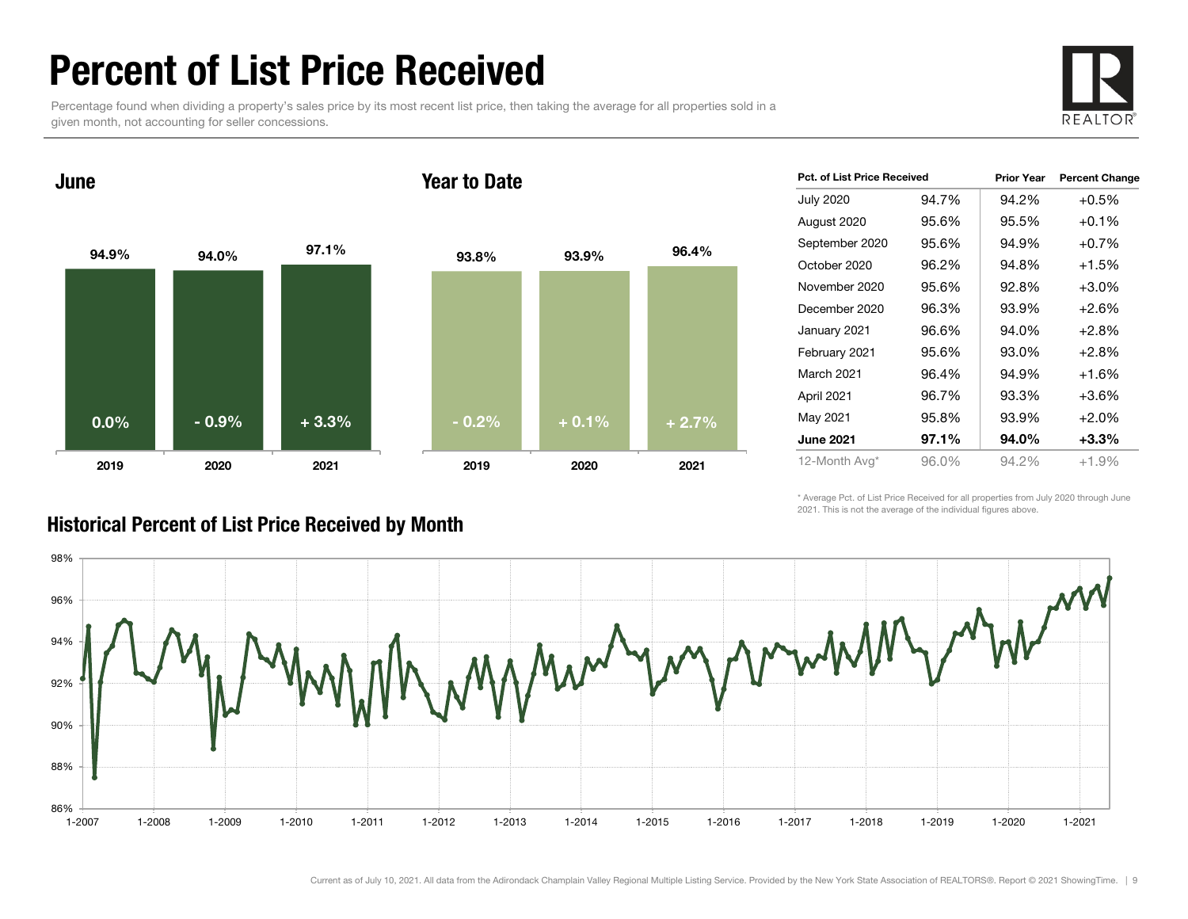# Percent of List Price Received

Percentage found when dividing a property's sales price by its most recent list price, then taking the average for all properties sold in a given month, not accounting for seller concessions.

REALTOR®

## June

94.9%
94.0%
97.1%

0.0%
- 0.9%
+ 3.3%

2019
2020
2021

## Year to Date

93.8%
93.9%
96.4%

- 0.2%
+ 0.1%
+ 2.7%

2019
2020
2021

| Pct. of List Price Received | | Prior Year | Percent Change |
|---|---|---|---|
| July 2020 | 94.7% | 94.2% | +0.5% |
| August 2020 | 95.6% | 95.5% | +0.1% |
| September 2020 | 95.6% | 94.9% | +0.7% |
| October 2020 | 96.2% | 94.8% | +1.5% |
| November 2020 | 95.6% | 92.8% | +3.0% |
| December 2020 | 96.3% | 93.9% | +2.6% |
| January 2021 | 96.6% | 94.0% | +2.8% |
| February 2021 | 95.6% | 93.0% | +2.8% |
| March 2021 | 96.4% | 94.9% | +1.6% |
| April 2021 | 96.7% | 93.3% | +3.6% |
| May 2021 | 95.8% | 93.9% | +2.0% |
| **June 2021** | **97.1%** | **94.0%** | **+3.3%** |
| 12-Month Avg* | 96.0% | 94.2% | +1.9% |

\* Average Pct. of List Price Received for all properties from July 2020 through June 2021. This is not the average of the individual figures above.

## Historical Percent of List Price Received by Month

98%
96%
94%
92%
90%
88%
86%

1-2007
1-2008
1-2009
1-2010
1-2011
1-2012
1-2013
1-2014
1-2015
1-2016
1-2017
1-2018
1-2019
1-2020
1-2021

Current as of July 10, 2021. All data from the Adirondack Champlain Valley Regional Multiple Listing Service. Provided by the New York State Association of REALTORS®. Report © 2021 ShowingTime.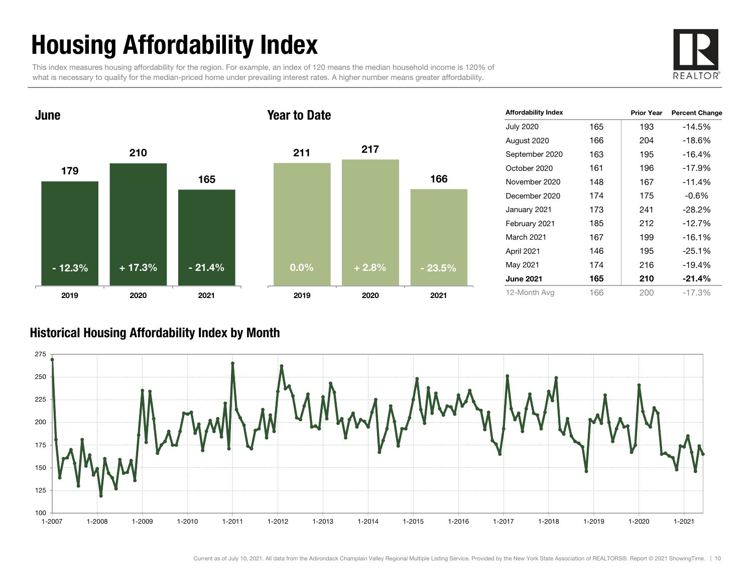# Housing Affordability Index

This index measures housing affordability for the region. For example, an index of 120 means the median household income is 120% of what is necessary to qualify for the median-priced home under prevailing interest rates. A higher number means greater affordability.

## June

179
210
165
- 12.3%
+ 17.3%
- 21.4%
2019
2020
2021

## Year to Date

211
217
166
0.0%
+ 2.8%
- 23.5%
2019
2020
2021

| Affordability Index | | Prior Year | Percent Change |
|---|---|---|---|
| July 2020 | 165 | 193 | -14.5% |
| August 2020 | 166 | 204 | -18.6% |
| September 2020 | 163 | 195 | -16.4% |
| October 2020 | 161 | 196 | -17.9% |
| November 2020 | 148 | 167 | -11.4% |
| December 2020 | 174 | 175 | -0.6% |
| January 2021 | 173 | 241 | -28.2% |
| February 2021 | 185 | 212 | -12.7% |
| March 2021 | 167 | 199 | -16.1% |
| April 2021 | 146 | 195 | -25.1% |
| May 2021 | 174 | 216 | -19.4% |
| **June 2021** | **165** | **210** | **-21.4%** |
| 12-Month Avg | 166 | 200 | -17.3% |

## Historical Housing Affordability Index by Month

275
250
225
200
175
150
125
100
1-2007
1-2008
1-2009
1-2010
1-2011
1-2012
1-2013
1-2014
1-2015
1-2016
1-2017
1-2018
1-2019
1-2020
1-2021

Current as of July 10, 2021. All data from the Adirondack Champlain Valley Regional Multiple Listing Service. Provided by the New York State Association of REALTORS®. Report © 2021 ShowingTime.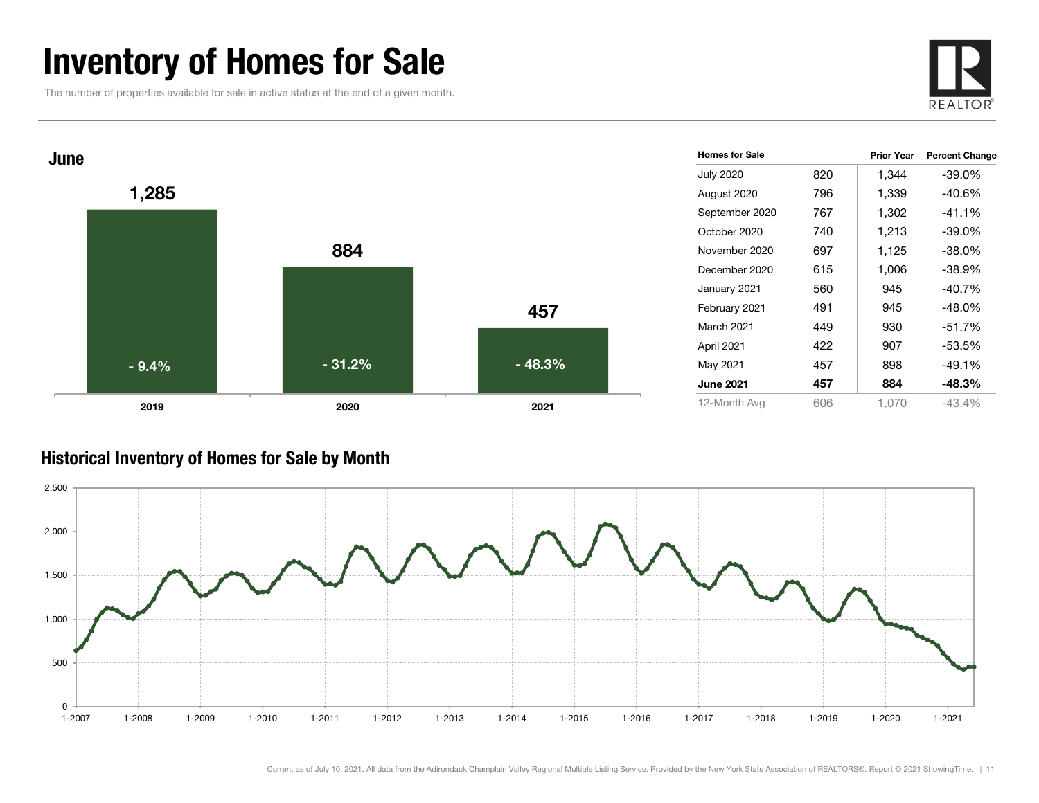# Inventory of Homes for Sale

The number of properties available for sale in active status at the end of a given month.

## June

1,285

884

457

- 9.4%

- 31.2%

- 48.3%

2019

2020

2021

| Homes for Sale | | Prior Year | Percent Change |
|---|---|---|---|
| July 2020 | 820 | 1,344 | -39.0% |
| August 2020 | 796 | 1,339 | -40.6% |
| September 2020 | 767 | 1,302 | -41.1% |
| October 2020 | 740 | 1,213 | -39.0% |
| November 2020 | 697 | 1,125 | -38.0% |
| December 2020 | 615 | 1,006 | -38.9% |
| January 2021 | 560 | 945 | -40.7% |
| February 2021 | 491 | 945 | -48.0% |
| March 2021 | 449 | 930 | -51.7% |
| April 2021 | 422 | 907 | -53.5% |
| May 2021 | 457 | 898 | -49.1% |
| **June 2021** | **457** | **884** | **-48.3%** |
| 12-Month Avg | 606 | 1,070 | -43.4% |

## Historical Inventory of Homes for Sale by Month

2,500

2,000

1,500

1,000

500

0

1-2007 1-2008 1-2009 1-2010 1-2011 1-2012 1-2013 1-2014 1-2015 1-2016 1-2017 1-2018 1-2019 1-2020 1-2021

Current as of July 10, 2021. All data from the Adirondack Champlain Valley Regional Multiple Listing Service. Provided by the New York State Association of REALTORS®. Report © 2021 ShowingTime.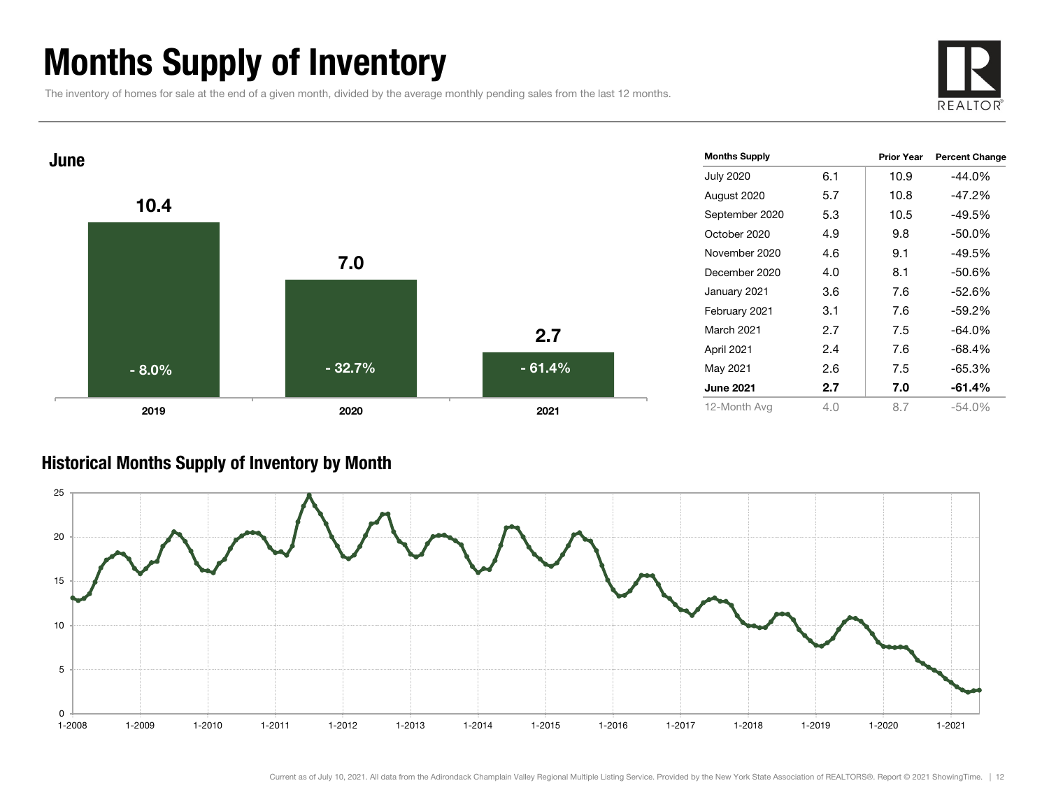# Months Supply of Inventory

The inventory of homes for sale at the end of a given month, divided by the average monthly pending sales from the last 12 months.

## June

| | 2019 | 2020 | 2021 |
|---|---|---|---|
| Months Supply | 10.4 | 7.0 | 2.7 |
| Percent Change | - 8.0% | - 32.7% | - 61.4% |

| Months Supply | | Prior Year | Percent Change |
|---|---|---|---|
| July 2020 | 6.1 | 10.9 | -44.0% |
| August 2020 | 5.7 | 10.8 | -47.2% |
| September 2020 | 5.3 | 10.5 | -49.5% |
| October 2020 | 4.9 | 9.8 | -50.0% |
| November 2020 | 4.6 | 9.1 | -49.5% |
| December 2020 | 4.0 | 8.1 | -50.6% |
| January 2021 | 3.6 | 7.6 | -52.6% |
| February 2021 | 3.1 | 7.6 | -59.2% |
| March 2021 | 2.7 | 7.5 | -64.0% |
| April 2021 | 2.4 | 7.6 | -68.4% |
| May 2021 | 2.6 | 7.5 | -65.3% |
| **June 2021** | **2.7** | **7.0** | **-61.4%** |
| 12-Month Avg | 4.0 | 8.7 | -54.0% |

## Historical Months Supply of Inventory by Month

Current as of July 10, 2021. All data from the Adirondack Champlain Valley Regional Multiple Listing Service. Provided by the New York State Association of REALTORS®. Report © 2021 ShowingTime.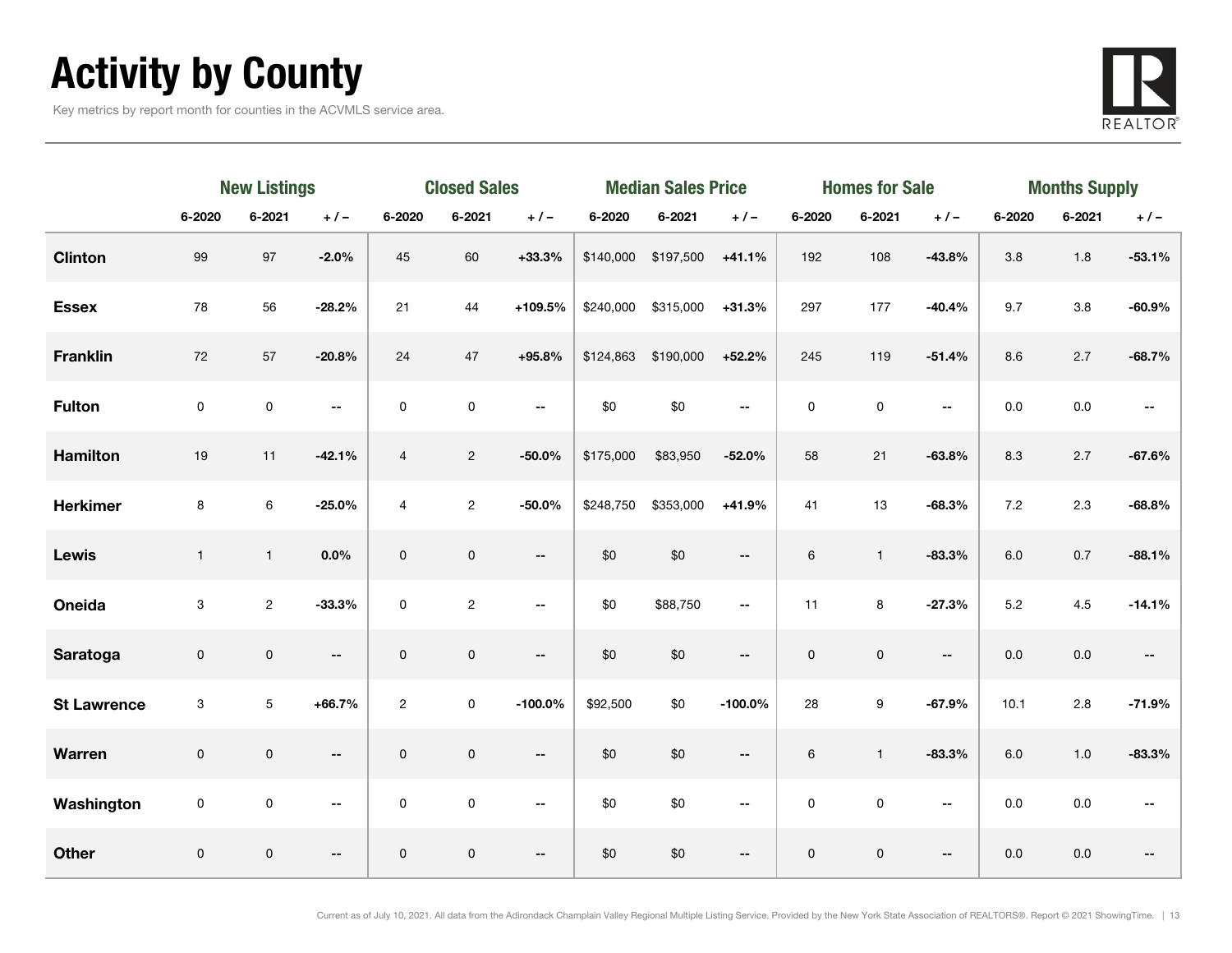# Activity by County

Key metrics by report month for counties in the ACVMLS service area.

| | New Listings | | | Closed Sales | | | Median Sales Price | | | Homes for Sale | | | Months Supply | | |
|---|---|---|---|---|---|---|---|---|---|---|---|---|---|---|---|
| | 6-2020 | 6-2021 | + / – | 6-2020 | 6-2021 | + / – | 6-2020 | 6-2021 | + / – | 6-2020 | 6-2021 | + / – | 6-2020 | 6-2021 | + / – |
| **Clinton** | 99 | 97 | **-2.0%** | 45 | 60 | **+33.3%** | $140,000 | $197,500 | **+41.1%** | 192 | 108 | **-43.8%** | 3.8 | 1.8 | **-53.1%** |
| **Essex** | 78 | 56 | **-28.2%** | 21 | 44 | **+109.5%** | $240,000 | $315,000 | **+31.3%** | 297 | 177 | **-40.4%** | 9.7 | 3.8 | **-60.9%** |
| **Franklin** | 72 | 57 | **-20.8%** | 24 | 47 | **+95.8%** | $124,863 | $190,000 | **+52.2%** | 245 | 119 | **-51.4%** | 8.6 | 2.7 | **-68.7%** |
| **Fulton** | 0 | 0 | -- | 0 | 0 | -- | $0 | $0 | -- | 0 | 0 | -- | 0.0 | 0.0 | -- |
| **Hamilton** | 19 | 11 | **-42.1%** | 4 | 2 | **-50.0%** | $175,000 | $83,950 | **-52.0%** | 58 | 21 | **-63.8%** | 8.3 | 2.7 | **-67.6%** |
| **Herkimer** | 8 | 6 | **-25.0%** | 4 | 2 | **-50.0%** | $248,750 | $353,000 | **+41.9%** | 41 | 13 | **-68.3%** | 7.2 | 2.3 | **-68.8%** |
| **Lewis** | 1 | 1 | **0.0%** | 0 | 0 | -- | $0 | $0 | -- | 6 | 1 | **-83.3%** | 6.0 | 0.7 | **-88.1%** |
| **Oneida** | 3 | 2 | **-33.3%** | 0 | 2 | -- | $0 | $88,750 | -- | 11 | 8 | **-27.3%** | 5.2 | 4.5 | **-14.1%** |
| **Saratoga** | 0 | 0 | -- | 0 | 0 | -- | $0 | $0 | -- | 0 | 0 | -- | 0.0 | 0.0 | -- |
| **St Lawrence** | 3 | 5 | **+66.7%** | 2 | 0 | **-100.0%** | $92,500 | $0 | **-100.0%** | 28 | 9 | **-67.9%** | 10.1 | 2.8 | **-71.9%** |
| **Warren** | 0 | 0 | -- | 0 | 0 | -- | $0 | $0 | -- | 6 | 1 | **-83.3%** | 6.0 | 1.0 | **-83.3%** |
| **Washington** | 0 | 0 | -- | 0 | 0 | -- | $0 | $0 | -- | 0 | 0 | -- | 0.0 | 0.0 | -- |
| **Other** | 0 | 0 | -- | 0 | 0 | -- | $0 | $0 | -- | 0 | 0 | -- | 0.0 | 0.0 | -- |

Current as of July 10, 2021. All data from the Adirondack Champlain Valley Regional Multiple Listing Service. Provided by the New York State Association of REALTORS®. Report © 2021 ShowingTime.